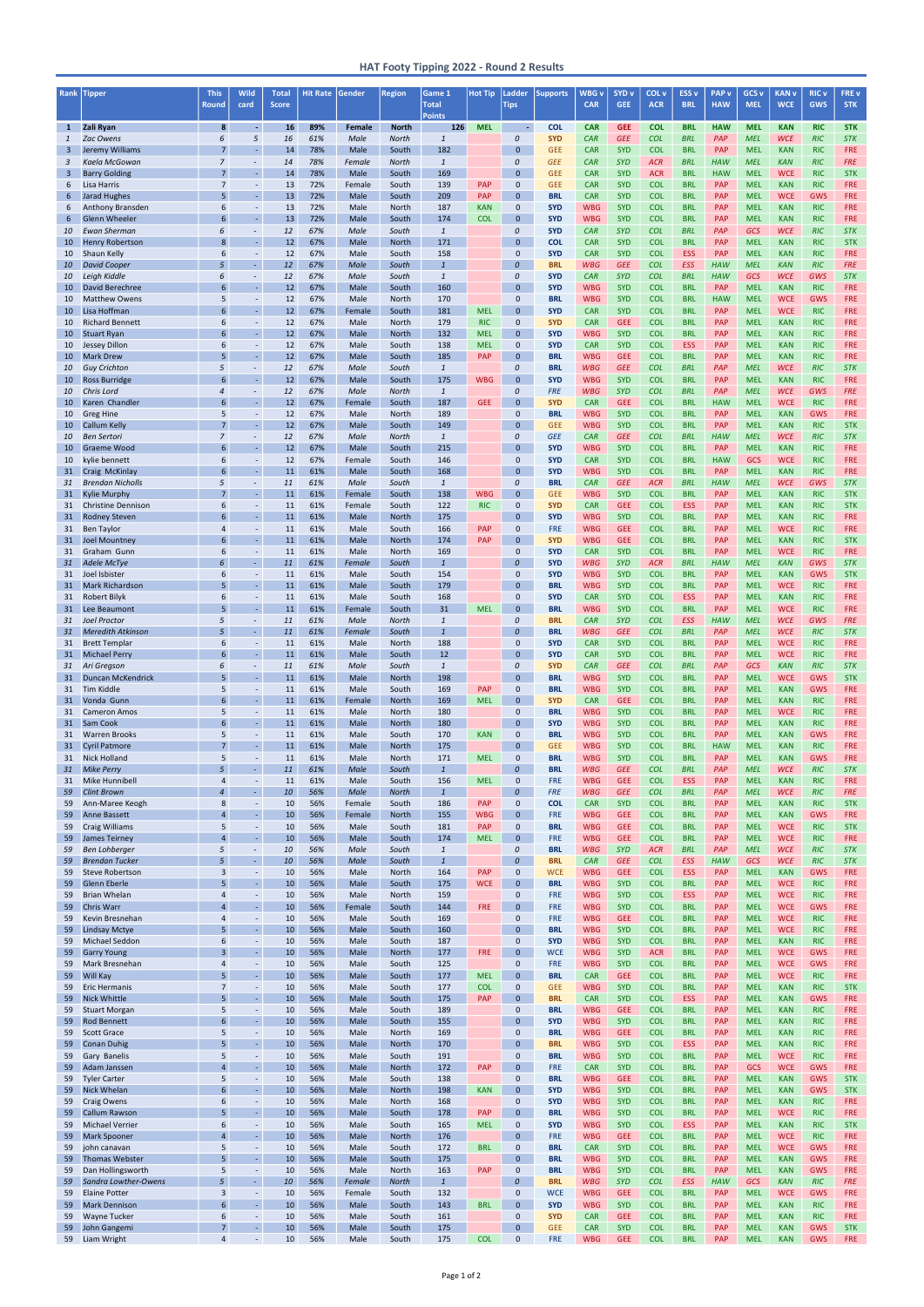# HAT Footy Tipping 2022 - Round 2 Results

| Rank | Tipper | This Round | Wild card | Total Score | Hit Rate | Gender | Region | Game 1 Total Points | Hot Tip | Ladder Tips | Supports | WBG v CAR | SYD v GEE | COL v ACR | ESS v BRL | PAP v HAW | GCS v MEL | KAN v WCE | RIC v GWS | FRE v STK |
|---|---|---|---|---|---|---|---|---|---|---|---|---|---|---|---|---|---|---|---|---|
| **1** | **Zali Ryan** | **8** | **-** | **16** | **89%** | **Female** | **North** | **126** | **MEL** | **-** | **COL** | **CAR** | **GEE** | **COL** | **BRL** | **HAW** | **MEL** | **KAN** | **RIC** | **STK** |
| *1* | *Zac Owens* | *6* | *5* | *16* | *61%* | *Male* | *North* | *1* | | *0* | *SYD* | *CAR* | *GEE* | *COL* | *BRL* | *PAP* | *MEL* | *WCE* | *RIC* | *STK* |
| 3 | Jeremy Williams | 7 | - | 14 | 78% | Male | South | 182 | | 0 | GEE | CAR | SYD | COL | BRL | PAP | MEL | KAN | RIC | FRE |
| *3* | *Kaela McGowan* | *7* | *-* | *14* | *78%* | *Female* | *North* | *1* | | *0* | *GEE* | *CAR* | *SYD* | *ACR* | *BRL* | *HAW* | *MEL* | *KAN* | *RIC* | *FRE* |
| 3 | Barry Golding | 7 | - | 14 | 78% | Male | South | 169 | | 0 | GEE | CAR | SYD | ACR | BRL | HAW | MEL | WCE | RIC | STK |
| 6 | Lisa Harris | 7 | - | 13 | 72% | Female | South | 139 | PAP | 0 | GEE | CAR | SYD | COL | BRL | PAP | MEL | KAN | RIC | FRE |
| 6 | Jarad Hughes | 5 | - | 13 | 72% | Male | South | 209 | PAP | 0 | BRL | CAR | SYD | COL | BRL | PAP | MEL | WCE | GWS | FRE |
| 6 | Anthony Bransden | 6 | - | 13 | 72% | Male | North | 187 | KAN | 0 | SYD | WBG | SYD | COL | BRL | PAP | MEL | KAN | RIC | FRE |
| 6 | Glenn Wheeler | 6 | - | 13 | 72% | Male | South | 174 | COL | 0 | SYD | WBG | SYD | COL | BRL | PAP | MEL | KAN | RIC | FRE |
| *10* | *Ewan Sherman* | *6* | *-* | *12* | *67%* | *Male* | *South* | *1* | | *0* | *SYD* | *CAR* | *SYD* | *COL* | *BRL* | *PAP* | *GCS* | *WCE* | *RIC* | *STK* |
| 10 | Henry Robertson | 8 | - | 12 | 67% | Male | North | 171 | | 0 | COL | CAR | SYD | COL | BRL | PAP | MEL | KAN | RIC | STK |
| 10 | Shaun Kelly | 6 | - | 12 | 67% | Male | South | 158 | | 0 | SYD | CAR | SYD | COL | ESS | PAP | MEL | KAN | RIC | FRE |
| *10* | *David Cooper* | *5* | *-* | *12* | *67%* | *Male* | *South* | *1* | | *0* | *BRL* | *WBG* | *GEE* | *COL* | *ESS* | *HAW* | *MEL* | *KAN* | *RIC* | *FRE* |
| *10* | *Leigh Kiddle* | *6* | *-* | *12* | *67%* | *Male* | *South* | *1* | | *0* | *SYD* | *CAR* | *SYD* | *COL* | *BRL* | *HAW* | *GCS* | *WCE* | *GWS* | *STK* |
| 10 | David Berechree | 6 | - | 12 | 67% | Male | South | 160 | | 0 | SYD | WBG | SYD | COL | BRL | PAP | MEL | KAN | RIC | FRE |
| 10 | Matthew Owens | 5 | - | 12 | 67% | Male | North | 170 | | 0 | BRL | WBG | SYD | COL | BRL | HAW | MEL | WCE | GWS | FRE |
| 10 | Lisa Hoffman | 6 | - | 12 | 67% | Female | South | 181 | MEL | 0 | SYD | CAR | SYD | COL | BRL | PAP | MEL | WCE | RIC | FRE |
| 10 | Richard Bennett | 6 | - | 12 | 67% | Male | North | 179 | RIC | 0 | SYD | CAR | GEE | COL | BRL | PAP | MEL | KAN | RIC | FRE |
| 10 | Stuart Ryan | 6 | - | 12 | 67% | Male | North | 132 | MEL | 0 | SYD | WBG | SYD | COL | BRL | PAP | MEL | KAN | RIC | FRE |
| 10 | Jessey Dillon | 6 | - | 12 | 67% | Male | South | 138 | MEL | 0 | SYD | CAR | SYD | COL | ESS | PAP | MEL | KAN | RIC | FRE |
| 10 | Mark Drew | 5 | - | 12 | 67% | Male | South | 185 | PAP | 0 | BRL | WBG | GEE | COL | BRL | PAP | MEL | KAN | RIC | FRE |
| *10* | *Guy Crichton* | *5* | *-* | *12* | *67%* | *Male* | *South* | *1* | | *0* | *BRL* | *WBG* | *GEE* | *COL* | *BRL* | *PAP* | *MEL* | *WCE* | *RIC* | *STK* |
| 10 | Ross Burridge | 6 | - | 12 | 67% | Male | South | 175 | WBG | 0 | SYD | WBG | SYD | COL | BRL | PAP | MEL | KAN | RIC | FRE |
| *10* | *Chris Lord* | *4* | *-* | *12* | *67%* | *Male* | *North* | *1* | | *0* | *FRE* | *WBG* | *SYD* | *COL* | *BRL* | *PAP* | *MEL* | *WCE* | *GWS* | *FRE* |
| 10 | Karen Chandler | 6 | - | 12 | 67% | Female | South | 187 | GEE | 0 | SYD | CAR | GEE | COL | BRL | HAW | MEL | WCE | RIC | FRE |
| 10 | Greg Hine | 5 | - | 12 | 67% | Male | North | 189 | | 0 | BRL | WBG | SYD | COL | BRL | PAP | MEL | KAN | GWS | FRE |
| 10 | Callum Kelly | 7 | - | 12 | 67% | Male | South | 149 | | 0 | GEE | WBG | SYD | COL | BRL | PAP | MEL | KAN | RIC | STK |
| *10* | *Ben Sertori* | *7* | *-* | *12* | *67%* | *Male* | *North* | *1* | | *0* | *GEE* | *CAR* | *GEE* | *COL* | *BRL* | *HAW* | *MEL* | *WCE* | *RIC* | *STK* |
| 10 | Graeme Wood | 6 | - | 12 | 67% | Male | South | 215 | | 0 | SYD | WBG | SYD | COL | BRL | PAP | MEL | KAN | RIC | FRE |
| 10 | kylie bennett | 6 | - | 12 | 67% | Female | South | 146 | | 0 | SYD | CAR | SYD | COL | BRL | HAW | GCS | WCE | RIC | FRE |
| 31 | Craig McKinlay | 6 | - | 11 | 61% | Male | South | 168 | | 0 | SYD | WBG | SYD | COL | BRL | PAP | MEL | KAN | RIC | FRE |
| *31* | *Brendan Nicholls* | *5* | *-* | *11* | *61%* | *Male* | *South* | *1* | | *0* | *BRL* | *CAR* | *GEE* | *ACR* | *BRL* | *HAW* | *MEL* | *WCE* | *GWS* | *STK* |
| 31 | Kylie Murphy | 7 | - | 11 | 61% | Female | South | 138 | WBG | 0 | GEE | WBG | SYD | COL | BRL | PAP | MEL | KAN | RIC | STK |
| 31 | Christine Dennison | 6 | - | 11 | 61% | Female | South | 122 | RIC | 0 | SYD | CAR | GEE | COL | ESS | PAP | MEL | KAN | RIC | STK |
| 31 | Rodney Steven | 6 | - | 11 | 61% | Male | North | 175 | | 0 | SYD | WBG | SYD | COL | BRL | PAP | MEL | KAN | RIC | FRE |
| 31 | Ben Taylor | 4 | - | 11 | 61% | Male | South | 166 | PAP | 0 | FRE | WBG | GEE | COL | BRL | PAP | MEL | WCE | RIC | FRE |
| 31 | Joel Mountney | 6 | - | 11 | 61% | Male | South | 174 | PAP | 0 | SYD | WBG | GEE | COL | BRL | PAP | MEL | KAN | RIC | STK |
| 31 | Graham Gunn | 6 | - | 11 | 61% | Male | North | 169 | | 0 | SYD | CAR | SYD | COL | BRL | PAP | MEL | WCE | RIC | FRE |
| *31* | *Adele McTye* | *6* | *-* | *11* | *61%* | *Female* | *South* | *1* | | *0* | *SYD* | *WBG* | *SYD* | *ACR* | *BRL* | *HAW* | *MEL* | *KAN* | *GWS* | *STK* |
| 31 | Joel Isbister | 6 | - | 11 | 61% | Male | South | 154 | | 0 | SYD | WBG | SYD | COL | BRL | PAP | MEL | KAN | GWS | STK |
| 31 | Mark Richardson | 5 | - | 11 | 61% | Male | South | 179 | | 0 | BRL | WBG | SYD | COL | BRL | PAP | MEL | WCE | RIC | FRE |
| 31 | Robert Bilyk | 6 | - | 11 | 61% | Male | South | 168 | | 0 | SYD | CAR | SYD | COL | ESS | PAP | MEL | KAN | RIC | FRE |
| 31 | Lee Beaumont | 5 | - | 11 | 61% | Female | South | 31 | MEL | 0 | BRL | WBG | SYD | COL | BRL | PAP | MEL | WCE | RIC | FRE |
| *31* | *Joel Proctor* | *5* | *-* | *11* | *61%* | *Male* | *North* | *1* | | *0* | *BRL* | *CAR* | *SYD* | *COL* | *ESS* | *HAW* | *MEL* | *WCE* | *GWS* | *FRE* |
| *31* | *Meredith Atkinson* | *5* | *-* | *11* | *61%* | *Female* | *South* | *1* | | *0* | *BRL* | *WBG* | *GEE* | *COL* | *BRL* | *PAP* | *MEL* | *WCE* | *RIC* | *STK* |
| 31 | Brett Templar | 6 | - | 11 | 61% | Male | North | 188 | | 0 | SYD | CAR | SYD | COL | BRL | PAP | MEL | WCE | RIC | FRE |
| 31 | Michael Perry | 6 | - | 11 | 61% | Male | South | 12 | | 0 | SYD | CAR | SYD | COL | BRL | PAP | MEL | WCE | RIC | FRE |
| *31* | *Ari Gregson* | *6* | *-* | *11* | *61%* | *Male* | *South* | *1* | | *0* | *SYD* | *CAR* | *GEE* | *COL* | *BRL* | *PAP* | *GCS* | *KAN* | *RIC* | *STK* |
| 31 | Duncan McKendrick | 5 | - | 11 | 61% | Male | North | 198 | | 0 | BRL | WBG | SYD | COL | BRL | PAP | MEL | WCE | GWS | STK |
| 31 | Tim Kiddle | 5 | - | 11 | 61% | Male | South | 169 | PAP | 0 | BRL | WBG | SYD | COL | BRL | PAP | MEL | KAN | GWS | FRE |
| 31 | Vonda Gunn | 6 | - | 11 | 61% | Female | North | 169 | MEL | 0 | SYD | CAR | GEE | COL | BRL | PAP | MEL | KAN | RIC | FRE |
| 31 | Cameron Amos | 5 | - | 11 | 61% | Male | North | 180 | | 0 | BRL | WBG | SYD | COL | BRL | PAP | MEL | WCE | RIC | FRE |
| 31 | Sam Cook | 6 | - | 11 | 61% | Male | North | 180 | | 0 | SYD | WBG | SYD | COL | BRL | PAP | MEL | KAN | RIC | FRE |
| 31 | Warren Brooks | 5 | - | 11 | 61% | Male | South | 170 | KAN | 0 | BRL | WBG | SYD | COL | BRL | PAP | MEL | KAN | GWS | FRE |
| 31 | Cyril Patmore | 7 | - | 11 | 61% | Male | North | 175 | | 0 | GEE | WBG | SYD | COL | BRL | HAW | MEL | KAN | RIC | FRE |
| 31 | Nick Holland | 5 | - | 11 | 61% | Male | North | 171 | MEL | 0 | BRL | WBG | SYD | COL | BRL | PAP | MEL | KAN | GWS | FRE |
| *31* | *Mike Perry* | *5* | *-* | *11* | *61%* | *Male* | *South* | *1* | | *0* | *BRL* | *WBG* | *GEE* | *COL* | *BRL* | *PAP* | *MEL* | *WCE* | *RIC* | *STK* |
| 31 | Mike Hunnibell | 4 | - | 11 | 61% | Male | South | 156 | MEL | 0 | FRE | WBG | GEE | COL | ESS | PAP | MEL | KAN | RIC | FRE |
| *59* | *Clint Brown* | *4* | *-* | *10* | *56%* | *Male* | *North* | *1* | | *0* | *FRE* | *WBG* | *GEE* | *COL* | *BRL* | *PAP* | *MEL* | *WCE* | *RIC* | *FRE* |
| 59 | Ann-Maree Keogh | 8 | - | 10 | 56% | Female | South | 186 | PAP | 0 | COL | CAR | SYD | COL | BRL | PAP | MEL | KAN | RIC | STK |
| 59 | Anne Bassett | 4 | - | 10 | 56% | Female | North | 155 | WBG | 0 | FRE | WBG | GEE | COL | BRL | PAP | MEL | KAN | GWS | FRE |
| 59 | Craig Williams | 5 | - | 10 | 56% | Male | South | 181 | PAP | 0 | BRL | WBG | GEE | COL | BRL | PAP | MEL | WCE | RIC | STK |
| 59 | James Teirney | 4 | - | 10 | 56% | Male | South | 174 | MEL | 0 | FRE | WBG | GEE | COL | BRL | PAP | MEL | WCE | RIC | FRE |
| *59* | *Ben Lohberger* | *5* | *-* | *10* | *56%* | *Male* | *South* | *1* | | *0* | *BRL* | *WBG* | *SYD* | *ACR* | *BRL* | *PAP* | *MEL* | *WCE* | *RIC* | *STK* |
| *59* | *Brendan Tucker* | *5* | *-* | *10* | *56%* | *Male* | *South* | *1* | | *0* | *BRL* | *CAR* | *GEE* | *COL* | *ESS* | *HAW* | *GCS* | *WCE* | *RIC* | *STK* |
| 59 | Steve Robertson | 3 | - | 10 | 56% | Male | North | 164 | PAP | 0 | WCE | WBG | GEE | COL | ESS | PAP | MEL | KAN | GWS | FRE |
| 59 | Glenn Eberle | 5 | - | 10 | 56% | Male | South | 175 | WCE | 0 | BRL | WBG | SYD | COL | BRL | PAP | MEL | WCE | RIC | FRE |
| 59 | Brian Whelan | 4 | - | 10 | 56% | Male | North | 159 | | 0 | FRE | WBG | SYD | COL | ESS | PAP | MEL | WCE | RIC | FRE |
| 59 | Chris Warr | 4 | - | 10 | 56% | Female | South | 144 | FRE | 0 | FRE | WBG | SYD | COL | BRL | PAP | MEL | WCE | GWS | FRE |
| 59 | Kevin Bresnehan | 4 | - | 10 | 56% | Male | South | 169 | | 0 | FRE | WBG | GEE | COL | BRL | PAP | MEL | WCE | RIC | FRE |
| 59 | Lindsay Mctye | 5 | - | 10 | 56% | Male | South | 160 | | 0 | BRL | WBG | SYD | COL | BRL | PAP | MEL | WCE | RIC | FRE |
| 59 | Michael Seddon | 6 | - | 10 | 56% | Male | South | 187 | | 0 | SYD | WBG | SYD | COL | BRL | PAP | MEL | KAN | RIC | FRE |
| 59 | Garry Young | 3 | - | 10 | 56% | Male | North | 177 | FRE | 0 | WCE | WBG | SYD | ACR | BRL | PAP | MEL | WCE | GWS | FRE |
| 59 | Mark Bresnehan | 4 | - | 10 | 56% | Male | South | 125 | | 0 | FRE | WBG | SYD | COL | BRL | PAP | MEL | WCE | GWS | FRE |
| 59 | Will Kay | 5 | - | 10 | 56% | Male | South | 177 | MEL | 0 | BRL | CAR | GEE | COL | BRL | PAP | MEL | WCE | RIC | FRE |
| 59 | Eric Hermanis | 7 | - | 10 | 56% | Male | South | 177 | COL | 0 | GEE | WBG | SYD | COL | BRL | PAP | MEL | KAN | RIC | STK |
| 59 | Nick Whittle | 5 | - | 10 | 56% | Male | South | 175 | PAP | 0 | BRL | CAR | SYD | COL | ESS | PAP | MEL | KAN | GWS | FRE |
| 59 | Stuart Morgan | 5 | - | 10 | 56% | Male | South | 189 | | 0 | BRL | WBG | GEE | COL | BRL | PAP | MEL | KAN | RIC | FRE |
| 59 | Rod Bennett | 6 | - | 10 | 56% | Male | South | 155 | | 0 | SYD | WBG | SYD | COL | BRL | PAP | MEL | KAN | RIC | FRE |
| 59 | Scott Grace | 5 | - | 10 | 56% | Male | North | 169 | | 0 | BRL | WBG | GEE | COL | BRL | PAP | MEL | KAN | RIC | FRE |
| 59 | Conan Duhig | 5 | - | 10 | 56% | Male | North | 170 | | 0 | BRL | WBG | SYD | COL | ESS | PAP | MEL | KAN | RIC | FRE |
| 59 | Gary Banelis | 5 | - | 10 | 56% | Male | South | 191 | | 0 | BRL | WBG | SYD | COL | BRL | PAP | MEL | WCE | RIC | FRE |
| 59 | Adam Janssen | 4 | - | 10 | 56% | Male | North | 172 | PAP | 0 | FRE | CAR | SYD | COL | BRL | PAP | GCS | WCE | GWS | FRE |
| 59 | Tyler Carter | 5 | - | 10 | 56% | Male | South | 138 | | 0 | BRL | WBG | GEE | COL | BRL | PAP | MEL | KAN | GWS | STK |
| 59 | Nick Whelan | 6 | - | 10 | 56% | Male | North | 198 | KAN | 0 | SYD | WBG | SYD | COL | BRL | PAP | MEL | KAN | GWS | STK |
| 59 | Craig Owens | 6 | - | 10 | 56% | Male | North | 168 | | 0 | SYD | WBG | SYD | COL | BRL | PAP | MEL | KAN | RIC | FRE |
| 59 | Callum Rawson | 5 | - | 10 | 56% | Male | South | 178 | PAP | 0 | BRL | WBG | SYD | COL | BRL | PAP | MEL | WCE | RIC | FRE |
| 59 | Michael Verrier | 6 | - | 10 | 56% | Male | South | 165 | MEL | 0 | SYD | WBG | SYD | COL | ESS | PAP | MEL | KAN | RIC | STK |
| 59 | Mark Spooner | 4 | - | 10 | 56% | Male | North | 176 | | 0 | FRE | WBG | GEE | COL | BRL | PAP | MEL | WCE | RIC | FRE |
| 59 | john canavan | 5 | - | 10 | 56% | Male | South | 172 | BRL | 0 | BRL | CAR | SYD | COL | BRL | PAP | MEL | WCE | GWS | FRE |
| 59 | Thomas Webster | 5 | - | 10 | 56% | Male | South | 175 | | 0 | BRL | WBG | SYD | COL | BRL | PAP | MEL | KAN | GWS | FRE |
| 59 | Dan Hollingsworth | 5 | - | 10 | 56% | Male | North | 163 | PAP | 0 | BRL | WBG | SYD | COL | BRL | PAP | MEL | KAN | GWS | FRE |
| *59* | *Sandra Lowther-Owens* | *5* | *-* | *10* | *56%* | *Female* | *North* | *1* | | *0* | *BRL* | *WBG* | *SYD* | *COL* | *ESS* | *HAW* | *GCS* | *KAN* | *RIC* | *FRE* |
| 59 | Elaine Potter | 3 | - | 10 | 56% | Female | South | 132 | | 0 | WCE | WBG | GEE | COL | BRL | PAP | MEL | WCE | GWS | FRE |
| 59 | Mark Dennison | 6 | - | 10 | 56% | Male | South | 143 | BRL | 0 | SYD | WBG | SYD | COL | BRL | PAP | MEL | KAN | RIC | FRE |
| 59 | Wayne Tucker | 6 | - | 10 | 56% | Male | South | 161 | | 0 | SYD | CAR | GEE | COL | BRL | PAP | MEL | KAN | RIC | FRE |
| 59 | John Gangemi | 7 | - | 10 | 56% | Male | South | 175 | | 0 | GEE | CAR | SYD | COL | BRL | PAP | MEL | KAN | GWS | STK |
| 59 | Liam Wright | 4 | - | 10 | 56% | Male | South | 175 | COL | 0 | FRE | WBG | GEE | COL | BRL | PAP | MEL | KAN | GWS | FRE |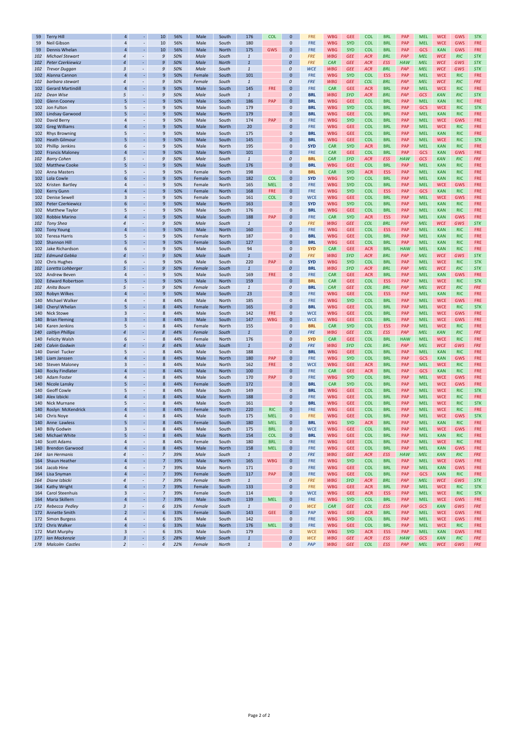| | | | | | | | | | | | | | | | | | | | | | | | |
|---|---|---|---|---|---|---|---|---|---|---|---|---|---|---|---|---|---|---|---|---|---|---|---|
| 59 | Terry Hill | 4 | - | 10 | 56% | Male | South | 176 | COL | 0 | FRE | WBG | GEE | COL | BRL | PAP | MEL | WCE | GWS | STK |
| 59 | Neil Gibson | 4 | - | 10 | 56% | Male | South | 180 | | 0 | FRE | WBG | SYD | COL | BRL | PAP | MEL | WCE | GWS | FRE |
| 59 | Dennis Whelan | 4 | - | 10 | 56% | Male | North | 175 | GWS | 0 | FRE | WBG | SYD | COL | BRL | PAP | GCS | KAN | GWS | FRE |
| 102 | *Michael Stewart* | 4 | - | 9 | 50% | Male | South | 1 | | 0 | FRE | WBG | GEE | ACR | BRL | PAP | MEL | WCE | RIC | STK |
| 102 | *Peter Czerkiewicz* | 4 | - | 9 | 50% | Male | North | 1 | | 0 | FRE | CAR | GEE | ACR | ESS | HAW | MEL | WCE | GWS | STK |
| 102 | *Trevor Duggan* | 3 | - | 9 | 50% | Male | South | 1 | | 0 | WCE | WBG | GEE | ACR | BRL | PAP | MEL | WCE | GWS | STK |
| 102 | Alanna Cannon | 4 | - | 9 | 50% | Female | South | 101 | | 0 | FRE | WBG | SYD | COL | ESS | PAP | MEL | WCE | RIC | FRE |
| 102 | *barbara stewart* | 4 | - | 9 | 50% | Female | South | 1 | | 0 | FRE | WBG | GEE | COL | BRL | PAP | MEL | WCE | RIC | FRE |
| 102 | Gerard Martindill | 4 | - | 9 | 50% | Male | South | 145 | FRE | 0 | FRE | CAR | GEE | ACR | BRL | PAP | MEL | WCE | RIC | FRE |
| 102 | *Dean Wise* | 5 | - | 9 | 50% | Male | South | 1 | | 0 | BRL | WBG | SYD | ACR | BRL | PAP | GCS | KAN | RIC | STK |
| 102 | Glenn Cooney | 5 | - | 9 | 50% | Male | South | 186 | PAP | 0 | BRL | WBG | GEE | COL | BRL | PAP | MEL | KAN | RIC | FRE |
| 102 | Jon Fulton | 5 | - | 9 | 50% | Male | South | 179 | | 0 | BRL | WBG | SYD | COL | BRL | PAP | GCS | WCE | RIC | STK |
| 102 | Lindsay Garwood | 5 | - | 9 | 50% | Male | North | 179 | | 0 | BRL | WBG | GEE | COL | BRL | PAP | MEL | KAN | RIC | FRE |
| 102 | David Berry | 4 | - | 9 | 50% | Male | South | 174 | PAP | 0 | FRE | WBG | SYD | COL | BRL | PAP | MEL | WCE | GWS | FRE |
| 102 | Greg Williams | 4 | - | 9 | 50% | Male | North | 20 | | 0 | FRE | WBG | GEE | COL | BRL | PAP | MEL | WCE | RIC | FRE |
| 102 | Rhys Browning | 5 | - | 9 | 50% | Male | South | 175 | | 0 | BRL | WBG | GEE | COL | BRL | PAP | MEL | KAN | RIC | FRE |
| 102 | Heath Gilmour | 5 | - | 9 | 50% | Male | South | 145 | | 0 | BRL | WBG | GEE | COL | BRL | PAP | MEL | WCE | RIC | STK |
| 102 | Phillip Jenkins | 6 | - | 9 | 50% | Male | North | 195 | | 0 | SYD | CAR | SYD | ACR | BRL | PAP | MEL | KAN | RIC | FRE |
| 102 | Francis Maloney | 4 | - | 9 | 50% | Male | North | 101 | | 0 | FRE | CAR | GEE | COL | BRL | PAP | GCS | KAN | GWS | FRE |
| 102 | *Barry Cohen* | 5 | - | 9 | 50% | Male | South | 1 | | 0 | BRL | CAR | SYD | ACR | ESS | HAW | GCS | KAN | RIC | FRE |
| 102 | Matthew Cooke | 5 | - | 9 | 50% | Male | South | 176 | | 0 | BRL | WBG | GEE | COL | BRL | PAP | MEL | KAN | RIC | FRE |
| 102 | Anna Masters | 5 | - | 9 | 50% | Female | North | 198 | | 0 | BRL | CAR | SYD | ACR | ESS | PAP | MEL | KAN | RIC | FRE |
| 102 | Lola Cowle | 6 | - | 9 | 50% | Female | South | 182 | COL | 0 | SYD | WBG | SYD | COL | BRL | PAP | MEL | KAN | RIC | FRE |
| 102 | Kristen Bartley | 4 | - | 9 | 50% | Female | North | 165 | MEL | 0 | FRE | WBG | SYD | COL | BRL | PAP | MEL | WCE | GWS | FRE |
| 102 | Kerry Gunn | 4 | - | 9 | 50% | Female | North | 168 | FRE | 0 | FRE | WBG | SYD | COL | ESS | PAP | GCS | KAN | RIC | FRE |
| 102 | Denise Sewell | 3 | - | 9 | 50% | Female | South | 161 | COL | 0 | WCE | WBG | GEE | COL | BRL | PAP | MEL | WCE | GWS | FRE |
| 102 | Peter Czerkiewicz | 6 | - | 9 | 50% | Male | North | 163 | | 0 | SYD | WBG | SYD | COL | BRL | PAP | MEL | KAN | RIC | FRE |
| 102 | Matthew Taylor | 5 | - | 9 | 50% | Male | South | 176 | | 0 | BRL | WBG | GEE | COL | BRL | PAP | MEL | KAN | RIC | FRE |
| 102 | Robbie Marino | 4 | - | 9 | 50% | Male | South | 188 | PAP | 0 | FRE | CAR | SYD | ACR | ESS | PAP | MEL | KAN | GWS | FRE |
| 102 | *Tony Shea* | 4 | - | 9 | 50% | Male | South | 1 | | 0 | FRE | WBG | GEE | COL | BRL | PAP | MEL | WCE | GWS | STK |
| 102 | Tony Young | 4 | - | 9 | 50% | Male | North | 160 | | 0 | FRE | WBG | GEE | COL | ESS | PAP | MEL | KAN | RIC | FRE |
| 102 | Teresa Harris | 5 | - | 9 | 50% | Female | North | 187 | | 0 | BRL | WBG | GEE | COL | BRL | PAP | MEL | KAN | RIC | FRE |
| 102 | Shannon Hill | 5 | - | 9 | 50% | Female | South | 127 | | 0 | BRL | WBG | GEE | COL | BRL | PAP | MEL | KAN | RIC | FRE |
| 102 | Jake Richardson | 6 | - | 9 | 50% | Male | South | 94 | | 0 | SYD | CAR | GEE | ACR | BRL | HAW | MEL | KAN | RIC | FRE |
| 102 | *Edmund Gebka* | 4 | - | 9 | 50% | Male | South | 1 | | 0 | FRE | WBG | SYD | ACR | BRL | PAP | MEL | WCE | GWS | STK |
| 102 | Chris Hughes | 6 | - | 9 | 50% | Male | South | 220 | PAP | 0 | SYD | WBG | SYD | COL | BRL | PAP | MEL | WCE | RIC | STK |
| 102 | *Loretta Lohberger* | 5 | - | 9 | 50% | Female | South | 1 | | 0 | BRL | WBG | SYD | ACR | BRL | PAP | MEL | WCE | RIC | STK |
| 102 | Andrew Beven | 4 | - | 9 | 50% | Male | South | 169 | FRE | 0 | FRE | CAR | GEE | ACR | BRL | PAP | MEL | KAN | GWS | FRE |
| 102 | Edward Robertson | 5 | - | 9 | 50% | Male | North | 159 | | 0 | BRL | CAR | GEE | COL | ESS | PAP | MEL | WCE | RIC | STK |
| 102 | *Anita Bourn* | 5 | - | 9 | 50% | Female | South | 1 | | 0 | BRL | CAR | GEE | COL | BRL | PAP | MEL | WCE | RIC | FRE |
| 102 | Robyn Wilkes | 4 | - | 9 | 50% | Male | South | 23 | | 0 | FRE | WBG | GEE | COL | ESS | PAP | MEL | KAN | RIC | FRE |
| 140 | Michael Walker | 4 | - | 8 | 44% | Male | North | 185 | | 0 | FRE | WBG | SYD | COL | BRL | PAP | MEL | WCE | GWS | FRE |
| 140 | Cheryl Whelan | 5 | - | 8 | 44% | Female | North | 165 | | 0 | BRL | WBG | GEE | COL | BRL | PAP | MEL | WCE | RIC | STK |
| 140 | Nick Stowe | 3 | - | 8 | 44% | Male | South | 142 | FRE | 0 | WCE | WBG | GEE | COL | BRL | PAP | MEL | WCE | GWS | FRE |
| 140 | Brian Fleming | 3 | - | 8 | 44% | Male | South | 147 | WBG | 0 | WCE | WBG | GEE | COL | BRL | PAP | MEL | WCE | GWS | FRE |
| 140 | Karen Jenkins | 5 | - | 8 | 44% | Female | North | 155 | | 0 | BRL | CAR | SYD | COL | ESS | PAP | MEL | WCE | RIC | FRE |
| 140 | *caitlyn Phillips* | 4 | - | 8 | 44% | Female | South | 1 | | 0 | FRE | WBG | GEE | COL | ESS | PAP | MEL | KAN | RIC | FRE |
| 140 | Felicity Walsh | 6 | - | 8 | 44% | Female | North | 176 | | 0 | SYD | CAR | GEE | COL | BRL | HAW | MEL | WCE | RIC | FRE |
| 140 | *Calvin Godwin* | 4 | - | 8 | 44% | Male | South | 1 | | 0 | FRE | WBG | SYD | COL | BRL | PAP | MEL | WCE | GWS | FRE |
| 140 | Daniel Tucker | 5 | - | 8 | 44% | Male | South | 188 | | 0 | BRL | WBG | GEE | COL | BRL | PAP | MEL | KAN | RIC | FRE |
| 140 | Liam Janssen | 4 | - | 8 | 44% | Male | North | 180 | PAP | 0 | FRE | WBG | SYD | COL | BRL | PAP | GCS | KAN | GWS | FRE |
| 140 | Steven Maloney | 3 | - | 8 | 44% | Male | North | 162 | FRE | 0 | WCE | WBG | GEE | ACR | BRL | PAP | MEL | WCE | RIC | FRE |
| 140 | Rocky Findlater | 4 | - | 8 | 44% | Male | North | 100 | | 0 | FRE | CAR | GEE | ACR | BRL | PAP | GCS | KAN | RIC | FRE |
| 140 | Adam Foster | 4 | - | 8 | 44% | Male | South | 170 | PAP | 0 | FRE | WBG | SYD | COL | BRL | PAP | MEL | WCE | GWS | FRE |
| 140 | Nicole Lansky | 5 | - | 8 | 44% | Female | South | 172 | | 0 | BRL | CAR | SYD | COL | BRL | PAP | MEL | WCE | GWS | FRE |
| 140 | Geoff Cowle | 5 | - | 8 | 44% | Male | South | 149 | | 0 | BRL | WBG | GEE | COL | BRL | PAP | MEL | WCE | RIC | STK |
| 140 | Alex Izbicki | 4 | - | 8 | 44% | Male | North | 188 | | 0 | FRE | WBG | GEE | COL | BRL | PAP | MEL | WCE | RIC | FRE |
| 140 | Nick Murnane | 5 | - | 8 | 44% | Male | South | 161 | | 0 | BRL | WBG | GEE | COL | BRL | PAP | MEL | WCE | RIC | STK |
| 140 | Roslyn McKendrick | 4 | - | 8 | 44% | Female | North | 220 | RIC | 0 | FRE | WBG | GEE | COL | BRL | PAP | MEL | WCE | RIC | FRE |
| 140 | Chris Noye | 4 | - | 8 | 44% | Male | South | 175 | MEL | 0 | FRE | WBG | GEE | COL | BRL | PAP | MEL | WCE | GWS | STK |
| 140 | Anne Lawless | 5 | - | 8 | 44% | Female | South | 180 | MEL | 0 | BRL | WBG | SYD | ACR | BRL | PAP | MEL | KAN | RIC | FRE |
| 140 | Billy Godwin | 3 | - | 8 | 44% | Male | South | 175 | BRL | 0 | WCE | WBG | GEE | COL | BRL | PAP | MEL | WCE | GWS | FRE |
| 140 | Michael White | 5 | - | 8 | 44% | Male | North | 154 | COL | 0 | BRL | WBG | GEE | COL | BRL | PAP | MEL | KAN | RIC | FRE |
| 140 | Scott Adams | 4 | - | 8 | 44% | Female | South | 180 | BRL | 0 | FRE | WBG | GEE | COL | BRL | PAP | MEL | WCE | RIC | FRE |
| 140 | Brendon Garwood | 4 | - | 8 | 44% | Male | North | 158 | MEL | 0 | FRE | WBG | GEE | COL | BRL | PAP | MEL | KAN | GWS | FRE |
| 164 | *Ian Hermanis* | 4 | - | 7 | 39% | Male | South | 1 | | 0 | FRE | WBG | GEE | ACR | ESS | HAW | MEL | KAN | RIC | FRE |
| 164 | Shaun Heather | 4 | - | 7 | 39% | Male | North | 165 | WBG | 0 | FRE | WBG | SYD | COL | BRL | PAP | MEL | WCE | GWS | FRE |
| 164 | Jacob Hine | 4 | - | 7 | 39% | Male | North | 171 | | 0 | FRE | WBG | GEE | COL | BRL | PAP | MEL | KAN | GWS | FRE |
| 164 | Lisa Snyman | 4 | - | 7 | 39% | Female | South | 117 | PAP | 0 | FRE | WBG | GEE | COL | BRL | PAP | GCS | KAN | RIC | FRE |
| 164 | *Diane Izbicki* | 4 | - | 7 | 39% | Female | North | 1 | | 0 | FRE | WBG | SYD | ACR | BRL | PAP | MEL | WCE | GWS | STK |
| 164 | Kathy Wright | 4 | - | 7 | 39% | Female | South | 133 | | 0 | FRE | WBG | GEE | ACR | BRL | PAP | MEL | WCE | RIC | STK |
| 164 | Carol Steenhuis | 3 | - | 7 | 39% | Female | South | 114 | | 0 | WCE | WBG | GEE | ACR | ESS | PAP | MEL | WCE | RIC | STK |
| 164 | Maria Skillern | 4 | - | 7 | 39% | Male | South | 139 | MEL | 0 | FRE | WBG | SYD | COL | BRL | PAP | MEL | WCE | GWS | FRE |
| 172 | *Rebecca Pedley* | 3 | - | 6 | 33% | Female | South | 1 | | 0 | WCE | CAR | GEE | COL | ESS | PAP | GCS | KAN | GWS | FRE |
| 172 | Annette Smith | 2 | - | 6 | 33% | Female | South | 143 | GEE | 0 | PAP | WBG | GEE | ACR | BRL | PAP | MEL | WCE | GWS | FRE |
| 172 | Simon Burgess | 4 | - | 6 | 33% | Male | South | 142 | | 0 | FRE | WBG | SYD | COL | BRL | PAP | MEL | WCE | GWS | FRE |
| 172 | Chris Walker | 4 | - | 6 | 33% | Male | North | 176 | MEL | 0 | FRE | WBG | GEE | COL | BRL | PAP | MEL | WCE | RIC | FRE |
| 172 | Matt Murphy | 3 | - | 6 | 33% | Male | South | 179 | | 0 | WCE | WBG | SYD | ACR | ESS | PAP | MEL | KAN | GWS | FRE |
| 177 | *Ian Mackenzie* | 3 | - | 5 | 28% | Male | South | 1 | | 0 | WCE | WBG | GEE | ACR | ESS | HAW | GCS | KAN | RIC | FRE |
| 178 | *Malcolm Castles* | 2 | - | 4 | 22% | Female | North | 1 | | 0 | PAP | WBG | GEE | COL | ESS | PAP | MEL | WCE | GWS | FRE |